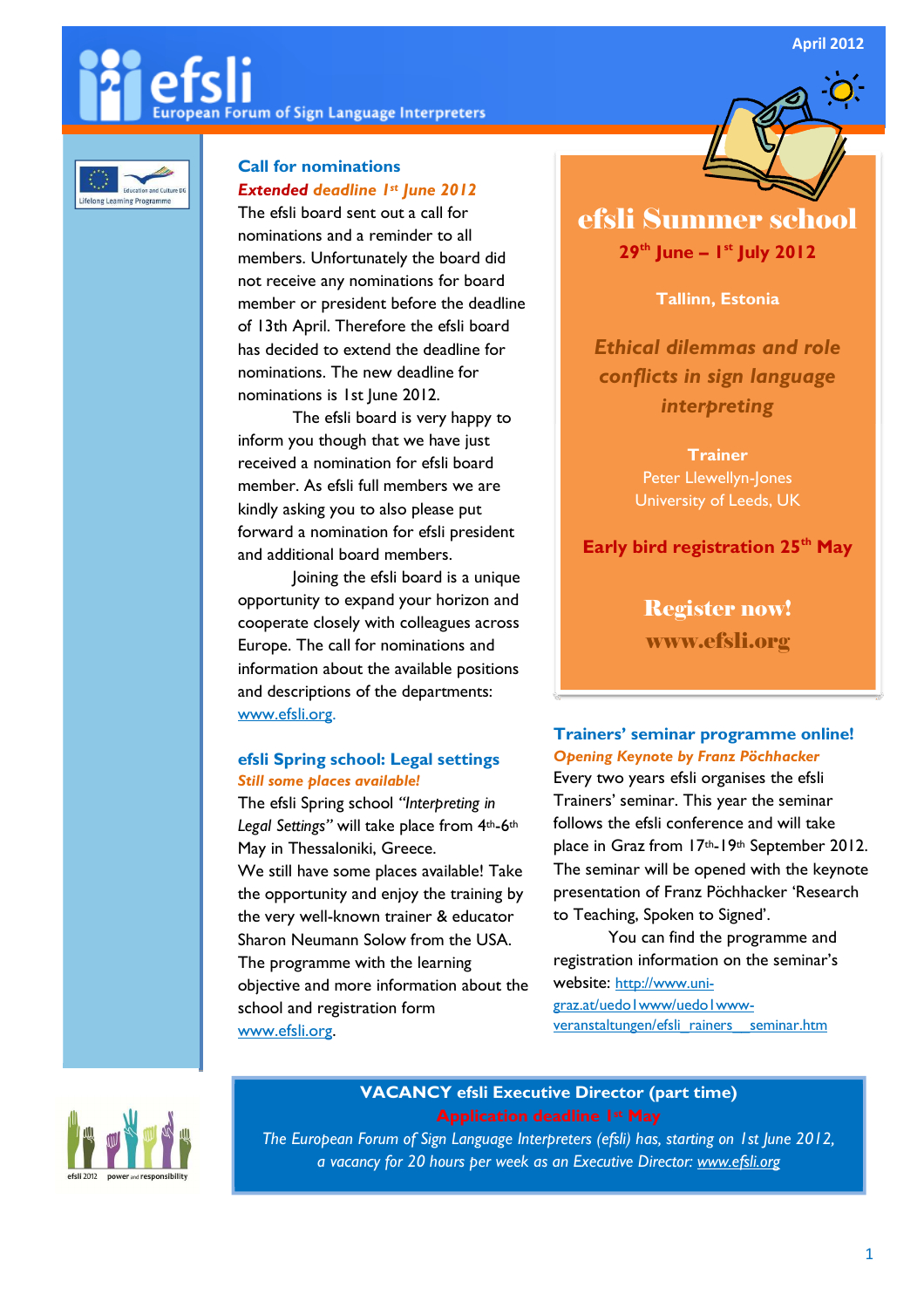# efsli

European Forum of Sign Language Interpreters

April 2012

## Call for nominations

***Extended deadline 1st June 2012***

The efsli board sent out a call for nominations and a reminder to all members. Unfortunately the board did not receive any nominations for board member or president before the deadline of 13th April. Therefore the efsli board has decided to extend the deadline for nominations. The new deadline for nominations is 1st June 2012.

The efsli board is very happy to inform you though that we have just received a nomination for efsli board member. As efsli full members we are kindly asking you to also please put forward a nomination for efsli president and additional board members.

Joining the efsli board is a unique opportunity to expand your horizon and cooperate closely with colleagues across Europe. The call for nominations and information about the available positions and descriptions of the departments: www.efsli.org.

## efsli Spring school: Legal settings

***Still some places available!***

The efsli Spring school *"Interpreting in Legal Settings"* will take place from 4th-6th May in Thessaloniki, Greece.

We still have some places available! Take the opportunity and enjoy the training by the very well-known trainer & educator Sharon Neumann Solow from the USA.

The programme with the learning objective and more information about the school and registration form www.efsli.org.

## efsli Summer school

**29th June – 1st July 2012**

**Tallinn, Estonia**

***Ethical dilemmas and role conflicts in sign language interpreting***

**Trainer**

Peter Llewellyn-Jones

University of Leeds, UK

**Early bird registration 25th May**

**Register now!**

**www.efsli.org**

## Trainers' seminar programme online!

***Opening Keynote by Franz Pöchhacker***

Every two years efsli organises the efsli Trainers' seminar. This year the seminar follows the efsli conference and will take place in Graz from 17th-19th September 2012. The seminar will be opened with the keynote presentation of Franz Pöchhacker 'Research to Teaching, Spoken to Signed'.

You can find the programme and registration information on the seminar's website: http://www.uni-graz.at/uedo1www/uedo1www-veranstaltungen/efsli_rainers__seminar.htm

## VACANCY efsli Executive Director (part time)

**Application deadline 1st May**

*The European Forum of Sign Language Interpreters (efsli) has, starting on 1st June 2012, a vacancy for 20 hours per week as an Executive Director: www.efsli.org*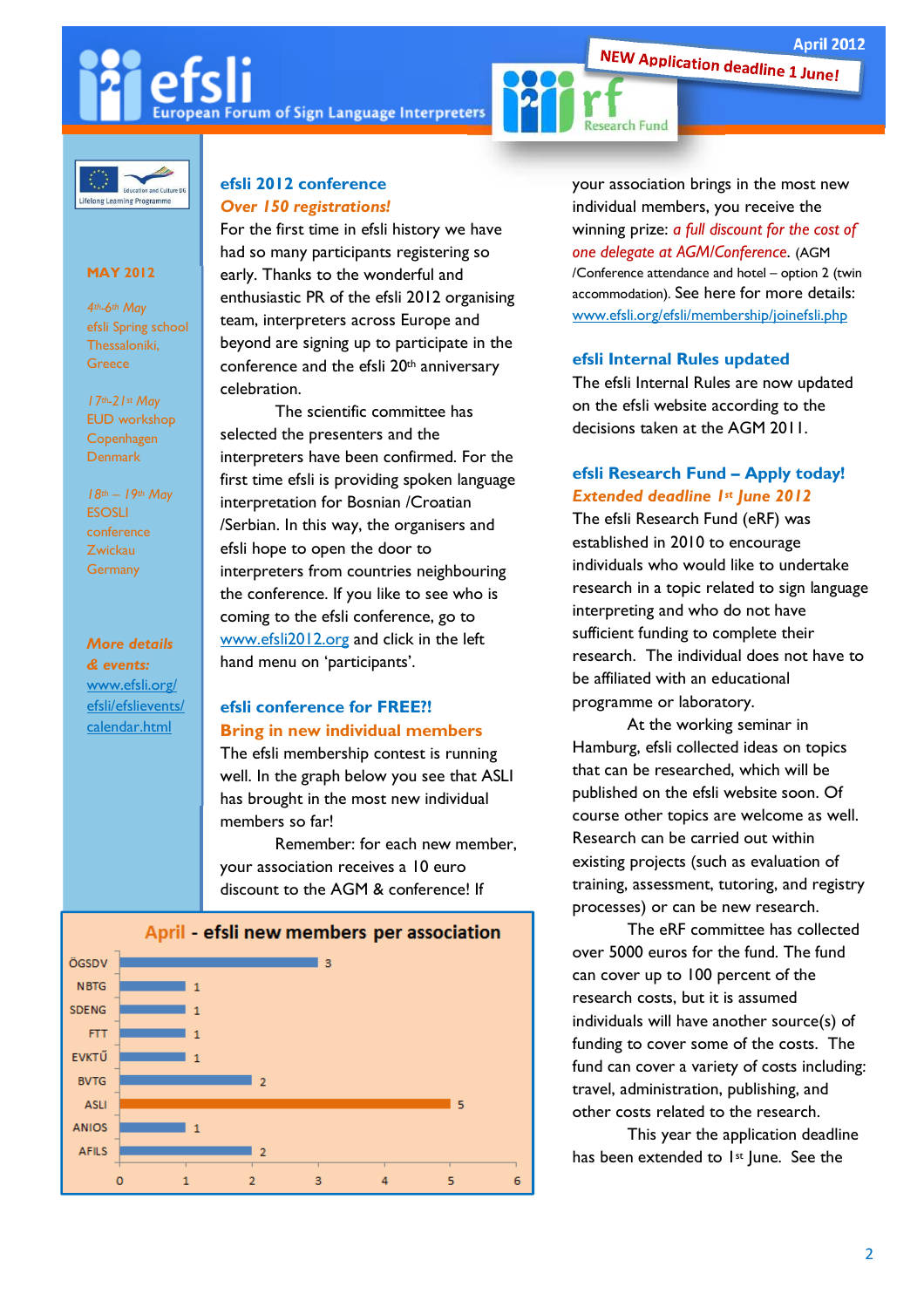April 2012

**NEW Application deadline 1 June!**

## MAY 2012

*4th-6th May*
efsli Spring school
Thessaloniki, Greece

*17th-21st May*
EUD workshop
Copenhagen
Denmark

*18th – 19th May*
ESOSLI conference
Zwickau
Germany

***More details & events:***
www.efsli.org/efsli/efslievents/calendar.html

## efsli 2012 conference

### *Over 150 registrations!*

For the first time in efsli history we have had so many participants registering so early. Thanks to the wonderful and enthusiastic PR of the efsli 2012 organising team, interpreters across Europe and beyond are signing up to participate in the conference and the efsli 20th anniversary celebration.

The scientific committee has selected the presenters and the interpreters have been confirmed. For the first time efsli is providing spoken language interpretation for Bosnian /Croatian /Serbian. In this way, the organisers and efsli hope to open the door to interpreters from countries neighbouring the conference. If you like to see who is coming to the efsli conference, go to www.efsli2012.org and click in the left hand menu on 'participants'.

## efsli conference for FREE?!

### Bring in new individual members

The efsli membership contest is running well. In the graph below you see that ASLI has brought in the most new individual members so far!

Remember: for each new member, your association receives a 10 euro discount to the AGM & conference! If your association brings in the most new individual members, you receive the winning prize: *a full discount for the cost of one delegate at AGM/Conference*. (AGM /Conference attendance and hotel – option 2 (twin accommodation). See here for more details: www.efsli.org/efsli/membership/joinefsli.php

**April - efsli new members per association**

| Association | New members |
|---|---|
| ÖGSDV | 3 |
| NBTG | 1 |
| SDENG | 1 |
| FTT | 1 |
| EVKTŰ | 1 |
| BVTG | 2 |
| ASLI | 5 |
| ANIOS | 1 |
| AFILS | 2 |

## efsli Internal Rules updated

The efsli Internal Rules are now updated on the efsli website according to the decisions taken at the AGM 2011.

## efsli Research Fund – Apply today!

### *Extended deadline 1st June 2012*

The efsli Research Fund (eRF) was established in 2010 to encourage individuals who would like to undertake research in a topic related to sign language interpreting and who do not have sufficient funding to complete their research. The individual does not have to be affiliated with an educational programme or laboratory.

At the working seminar in Hamburg, efsli collected ideas on topics that can be researched, which will be published on the efsli website soon. Of course other topics are welcome as well. Research can be carried out within existing projects (such as evaluation of training, assessment, tutoring, and registry processes) or can be new research.

The eRF committee has collected over 5000 euros for the fund. The fund can cover up to 100 percent of the research costs, but it is assumed individuals will have another source(s) of funding to cover some of the costs. The fund can cover a variety of costs including: travel, administration, publishing, and other costs related to the research.

This year the application deadline has been extended to 1st June. See the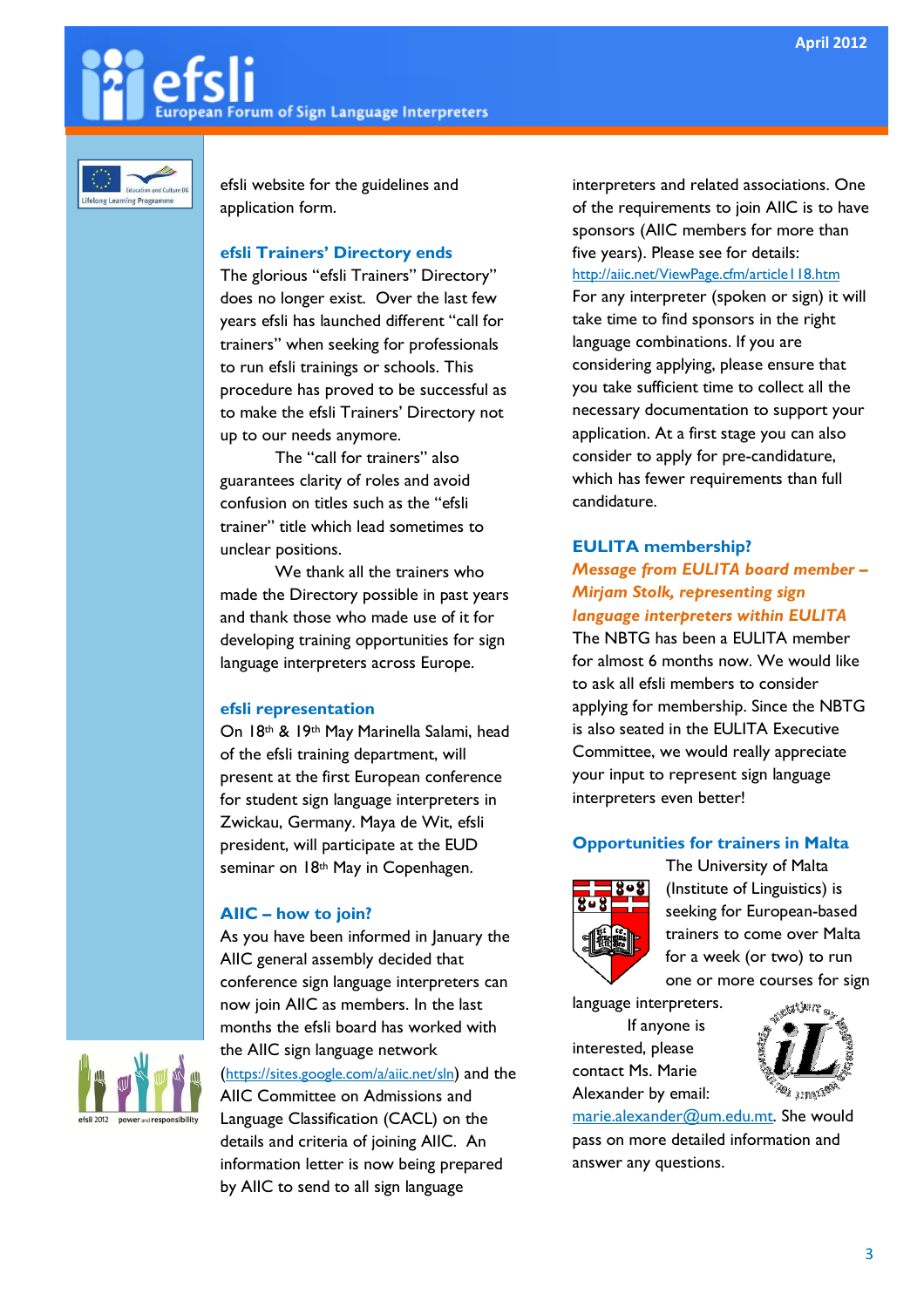efsli website for the guidelines and application form.

## efsli Trainers' Directory ends

The glorious "efsli Trainers" Directory" does no longer exist. Over the last few years efsli has launched different "call for trainers" when seeking for professionals to run efsli trainings or schools. This procedure has proved to be successful as to make the efsli Trainers' Directory not up to our needs anymore.

The "call for trainers" also guarantees clarity of roles and avoid confusion on titles such as the "efsli trainer" title which lead sometimes to unclear positions.

We thank all the trainers who made the Directory possible in past years and thank those who made use of it for developing training opportunities for sign language interpreters across Europe.

## efsli representation

On 18th & 19th May Marinella Salami, head of the efsli training department, will present at the first European conference for student sign language interpreters in Zwickau, Germany. Maya de Wit, efsli president, will participate at the EUD seminar on 18th May in Copenhagen.

## AIIC – how to join?

As you have been informed in January the AIIC general assembly decided that conference sign language interpreters can now join AIIC as members. In the last months the efsli board has worked with the AIIC sign language network (https://sites.google.com/a/aiic.net/sln) and the AIIC Committee on Admissions and Language Classification (CACL) on the details and criteria of joining AIIC. An information letter is now being prepared by AIIC to send to all sign language interpreters and related associations. One of the requirements to join AIIC is to have sponsors (AIIC members for more than five years). Please see for details: http://aiic.net/ViewPage.cfm/article118.htm

For any interpreter (spoken or sign) it will take time to find sponsors in the right language combinations. If you are considering applying, please ensure that you take sufficient time to collect all the necessary documentation to support your application. At a first stage you can also consider to apply for pre-candidature, which has fewer requirements than full candidature.

## EULITA membership?

***Message from EULITA board member – Mirjam Stolk, representing sign language interpreters within EULITA***

The NBTG has been a EULITA member for almost 6 months now. We would like to ask all efsli members to consider applying for membership. Since the NBTG is also seated in the EULITA Executive Committee, we would really appreciate your input to represent sign language interpreters even better!

## Opportunities for trainers in Malta

The University of Malta (Institute of Linguistics) is seeking for European-based trainers to come over Malta for a week (or two) to run one or more courses for sign language interpreters.

If anyone is interested, please contact Ms. Marie Alexander by email: marie.alexander@um.edu.mt. She would pass on more detailed information and answer any questions.